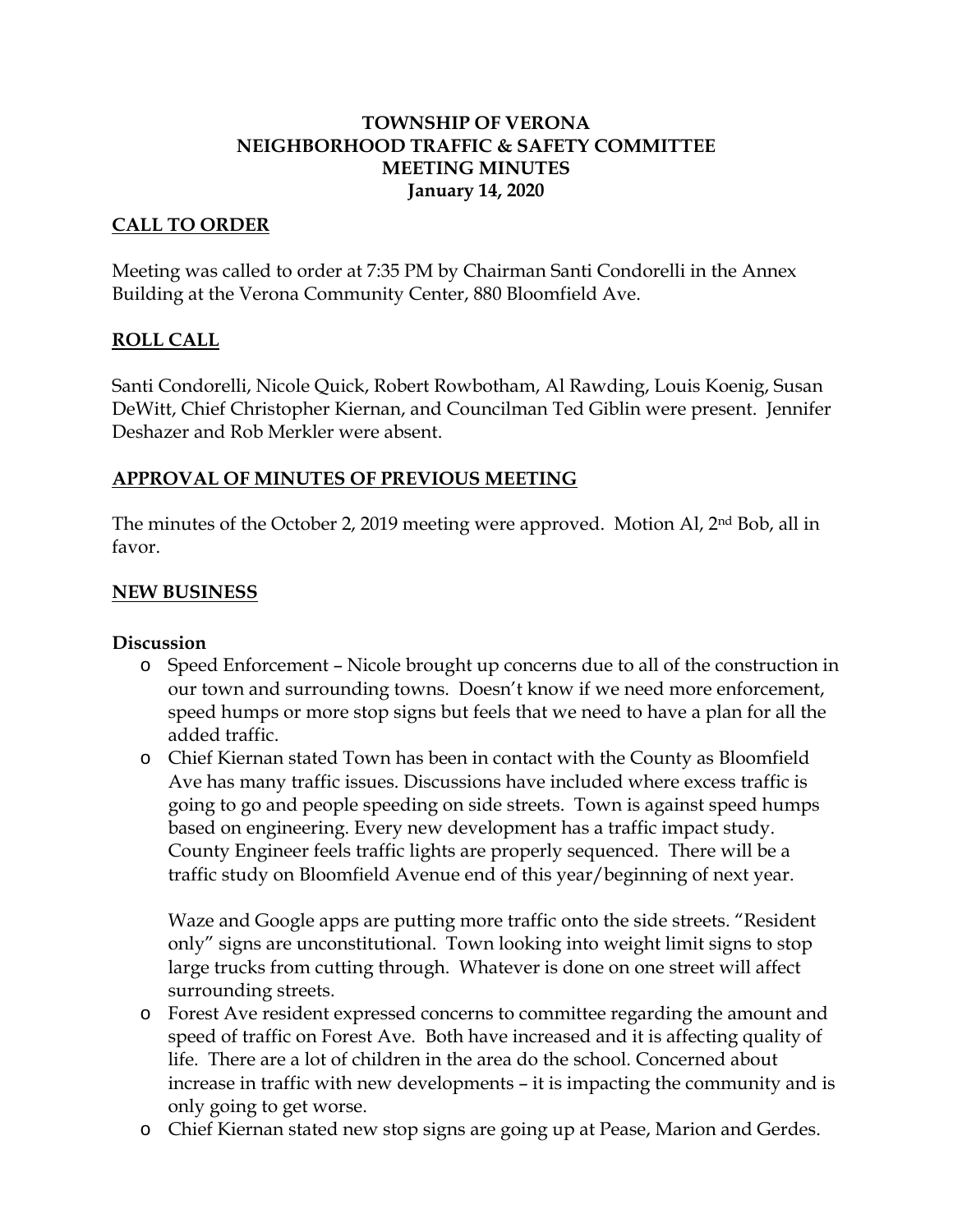# TOWNSHIP OF VERONA
# NEIGHBORHOOD TRAFFIC & SAFETY COMMITTEE
# MEETING MINUTES
# January 14, 2020

## CALL TO ORDER

Meeting was called to order at 7:35 PM by Chairman Santi Condorelli in the Annex Building at the Verona Community Center, 880 Bloomfield Ave.

## ROLL CALL

Santi Condorelli, Nicole Quick, Robert Rowbotham, Al Rawding, Louis Koenig, Susan DeWitt, Chief Christopher Kiernan, and Councilman Ted Giblin were present. Jennifer Deshazer and Rob Merkler were absent.

## APPROVAL OF MINUTES OF PREVIOUS MEETING

The minutes of the October 2, 2019 meeting were approved. Motion Al, 2nd Bob, all in favor.

## NEW BUSINESS

### Discussion

- Speed Enforcement – Nicole brought up concerns due to all of the construction in our town and surrounding towns. Doesn't know if we need more enforcement, speed humps or more stop signs but feels that we need to have a plan for all the added traffic.
- Chief Kiernan stated Town has been in contact with the County as Bloomfield Ave has many traffic issues. Discussions have included where excess traffic is going to go and people speeding on side streets. Town is against speed humps based on engineering. Every new development has a traffic impact study. County Engineer feels traffic lights are properly sequenced. There will be a traffic study on Bloomfield Avenue end of this year/beginning of next year.

  Waze and Google apps are putting more traffic onto the side streets. "Resident only" signs are unconstitutional. Town looking into weight limit signs to stop large trucks from cutting through. Whatever is done on one street will affect surrounding streets.
- Forest Ave resident expressed concerns to committee regarding the amount and speed of traffic on Forest Ave. Both have increased and it is affecting quality of life. There are a lot of children in the area do the school. Concerned about increase in traffic with new developments – it is impacting the community and is only going to get worse.
- Chief Kiernan stated new stop signs are going up at Pease, Marion and Gerdes.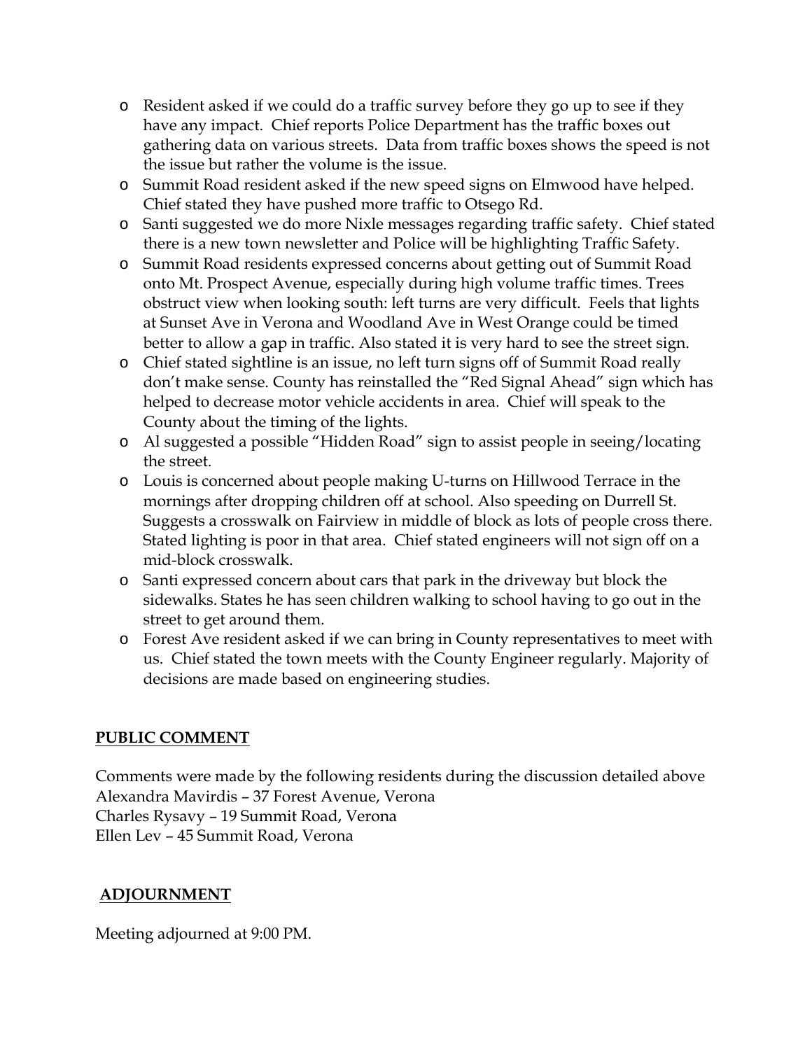- Resident asked if we could do a traffic survey before they go up to see if they have any impact. Chief reports Police Department has the traffic boxes out gathering data on various streets. Data from traffic boxes shows the speed is not the issue but rather the volume is the issue.
- Summit Road resident asked if the new speed signs on Elmwood have helped. Chief stated they have pushed more traffic to Otsego Rd.
- Santi suggested we do more Nixle messages regarding traffic safety. Chief stated there is a new town newsletter and Police will be highlighting Traffic Safety.
- Summit Road residents expressed concerns about getting out of Summit Road onto Mt. Prospect Avenue, especially during high volume traffic times. Trees obstruct view when looking south: left turns are very difficult. Feels that lights at Sunset Ave in Verona and Woodland Ave in West Orange could be timed better to allow a gap in traffic. Also stated it is very hard to see the street sign.
- Chief stated sightline is an issue, no left turn signs off of Summit Road really don't make sense. County has reinstalled the "Red Signal Ahead" sign which has helped to decrease motor vehicle accidents in area. Chief will speak to the County about the timing of the lights.
- Al suggested a possible "Hidden Road" sign to assist people in seeing/locating the street.
- Louis is concerned about people making U-turns on Hillwood Terrace in the mornings after dropping children off at school. Also speeding on Durrell St. Suggests a crosswalk on Fairview in middle of block as lots of people cross there. Stated lighting is poor in that area. Chief stated engineers will not sign off on a mid-block crosswalk.
- Santi expressed concern about cars that park in the driveway but block the sidewalks. States he has seen children walking to school having to go out in the street to get around them.
- Forest Ave resident asked if we can bring in County representatives to meet with us. Chief stated the town meets with the County Engineer regularly. Majority of decisions are made based on engineering studies.

## PUBLIC COMMENT

Comments were made by the following residents during the discussion detailed above
Alexandra Mavirdis – 37 Forest Avenue, Verona
Charles Rysavy – 19 Summit Road, Verona
Ellen Lev – 45 Summit Road, Verona

## ADJOURNMENT

Meeting adjourned at 9:00 PM.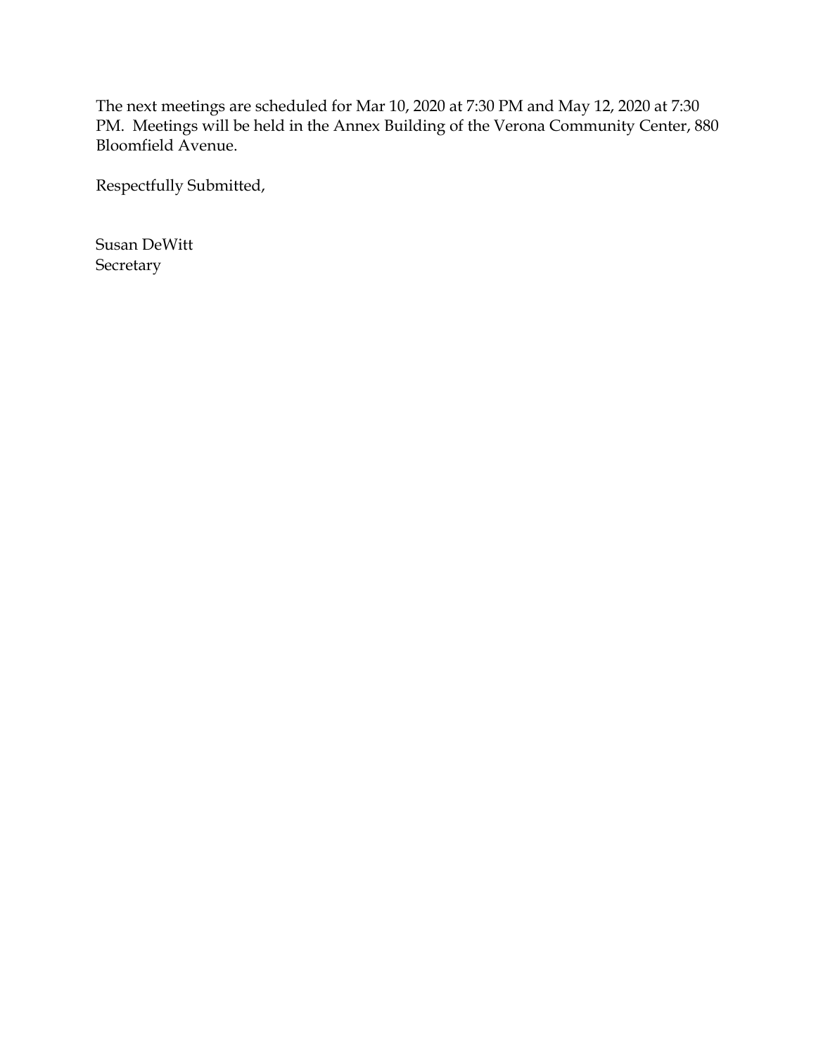The next meetings are scheduled for Mar 10, 2020 at 7:30 PM and May 12, 2020 at 7:30 PM. Meetings will be held in the Annex Building of the Verona Community Center, 880 Bloomfield Avenue.

Respectfully Submitted,

Susan DeWitt
Secretary